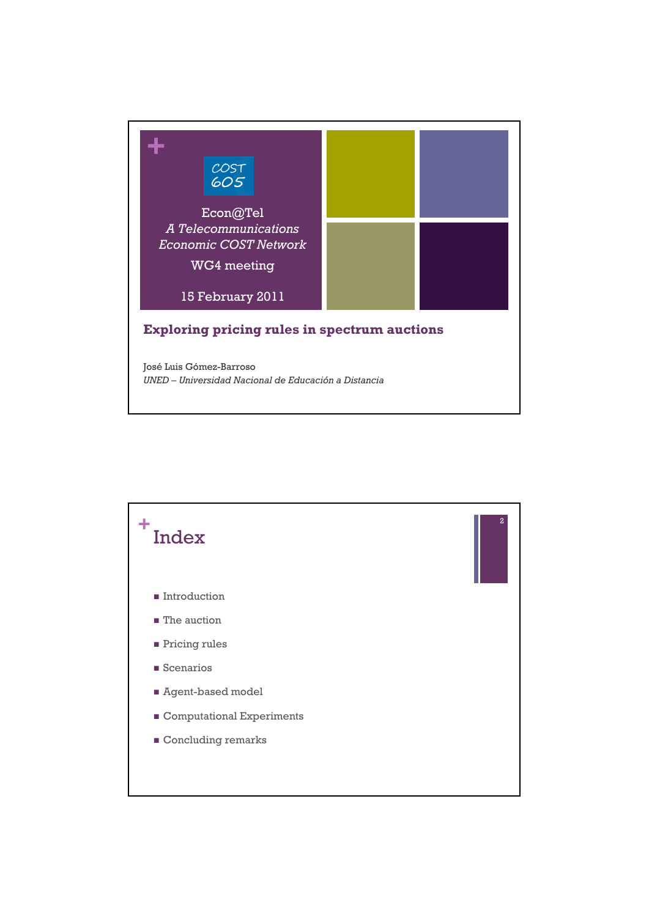COST 605

Econ@Tel

*A Telecommunications Economic COST Network*

WG4 meeting

15 February 2011

# Exploring pricing rules in spectrum auctions

José Luis Gómez-Barroso

*UNED – Universidad Nacional de Educación a Distancia*

## Index

- Introduction
- The auction
- Pricing rules
- Scenarios
- Agent-based model
- Computational Experiments
- Concluding remarks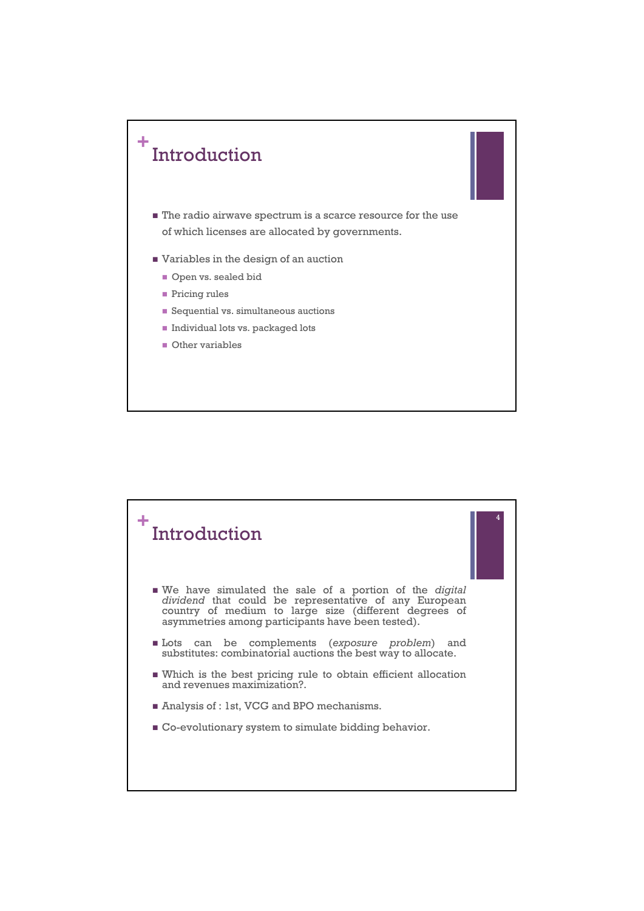# Introduction

- The radio airwave spectrum is a scarce resource for the use of which licenses are allocated by governments.
- Variables in the design of an auction
  - Open vs. sealed bid
  - Pricing rules
  - Sequential vs. simultaneous auctions
  - Individual lots vs. packaged lots
  - Other variables

# Introduction

- We have simulated the sale of a portion of the *digital dividend* that could be representative of any European country of medium to large size (different degrees of asymmetries among participants have been tested).
- Lots can be complements (*exposure problem*) and substitutes: combinatorial auctions the best way to allocate.
- Which is the best pricing rule to obtain efficient allocation and revenues maximization?.
- Analysis of : 1st, VCG and BPO mechanisms.
- Co-evolutionary system to simulate bidding behavior.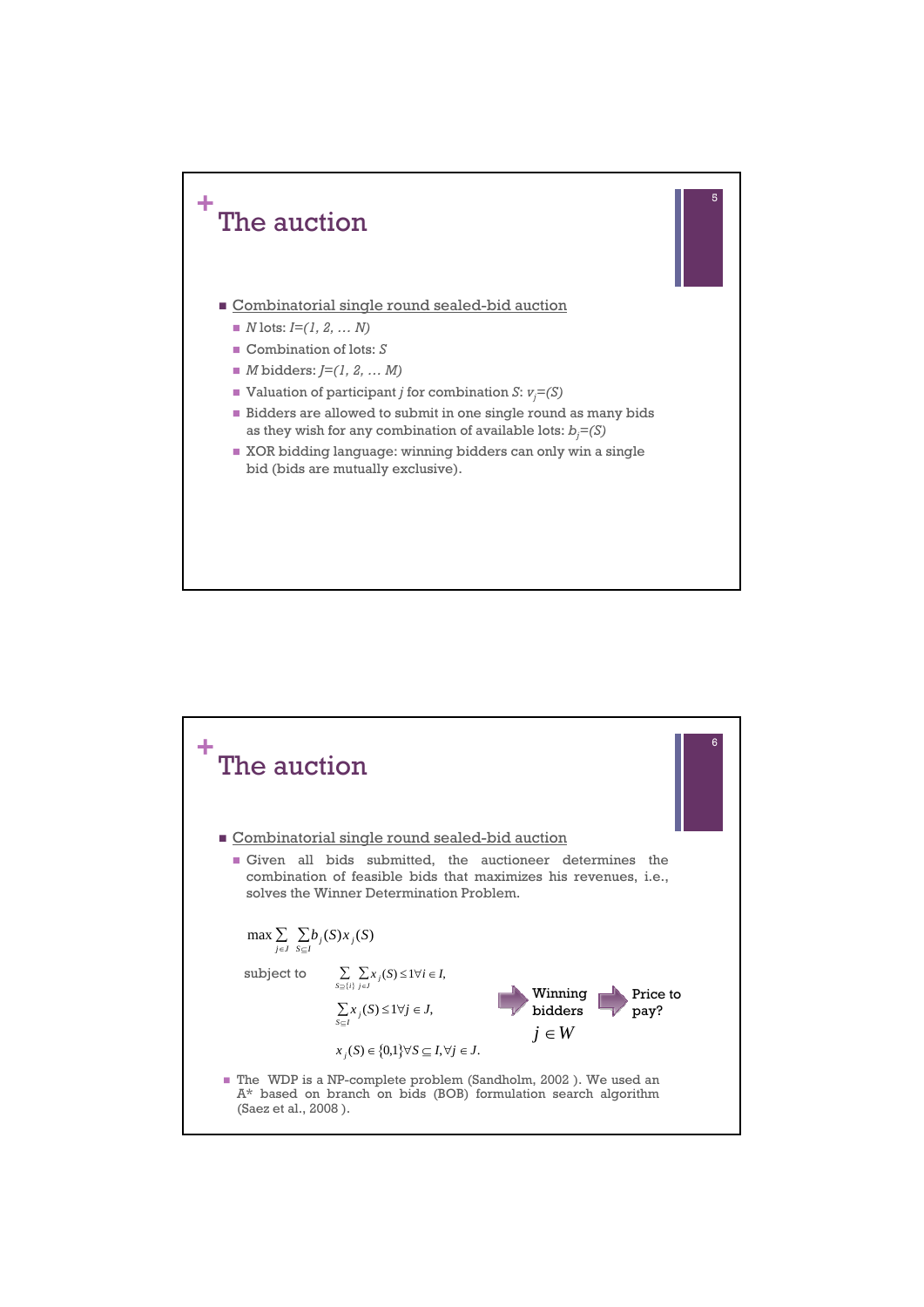# The auction

- Combinatorial single round sealed-bid auction
  - $N$ lots: $I=(1, 2, \ldots N)$
  - Combination of lots: $S$
  - $M$ bidders: $J=(1, 2, \ldots M)$
  - Valuation of participant $j$ for combination $S$: $v_j=(S)$
  - Bidders are allowed to submit in one single round as many bids as they wish for any combination of available lots: $b_j=(S)$
  - XOR bidding language: winning bidders can only win a single bid (bids are mutually exclusive).

# The auction

- Combinatorial single round sealed-bid auction
  - Given all bids submitted, the auctioneer determines the combination of feasible bids that maximizes his revenues, i.e., solves the Winner Determination Problem.

$$\max \sum_{j \in J} \sum_{S \subseteq I} b_j(S) x_j(S)$$

subject to

$$\sum_{S \supseteq \{i\}} \sum_{j \in J} x_j(S) \leq 1 \forall i \in I,$$

$$\sum_{S \subseteq I} x_j(S) \leq 1 \forall j \in J,$$

$$x_j(S) \in \{0,1\} \forall S \subseteq I, \forall j \in J.$$

→ Winning bidders $j \in W$ → Price to pay?

- The WDP is a NP-complete problem (Sandholm, 2002 ). We used an A* based on branch on bids (BOB) formulation search algorithm (Saez et al., 2008 ).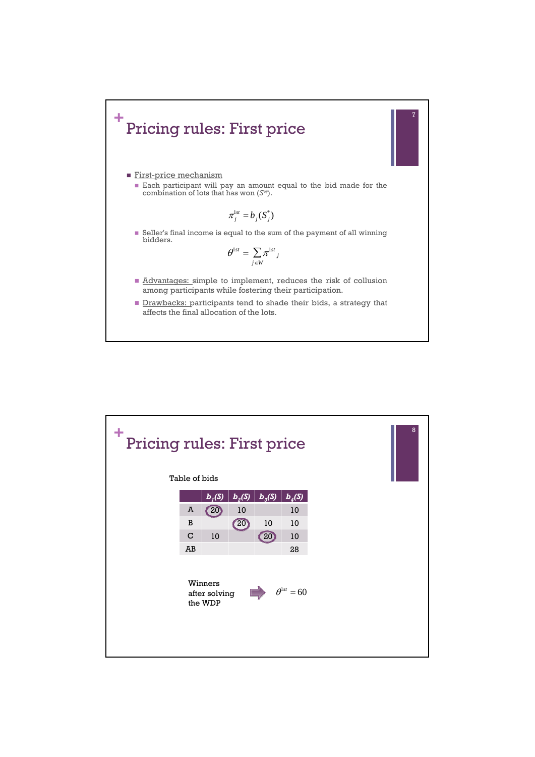# Pricing rules: First price

- First-price mechanism
  - Each participant will pay an amount equal to the bid made for the combination of lots that has won ($S^*$).

$$\pi_j^{1st} = b_j(S_j^*)$$

  - Seller's final income is equal to the sum of the payment of all winning bidders.

$$\theta^{1st} = \sum_{j \in W} \pi^{1st}{}_j$$

  - Advantages: simple to implement, reduces the risk of collusion among participants while fostering their participation.
  - Drawbacks: participants tend to shade their bids, a strategy that affects the final allocation of the lots.

# Pricing rules: First price

Table of bids

| | $b_1(S)$ | $b_2(S)$ | $b_3(S)$ | $b_4(S)$ |
|---|---|---|---|---|
| A | 20 | 10 | | 10 |
| B | | 20 | 10 | 10 |
| C | 10 | | 20 | 10 |
| AB | | | | 28 |

Winners after solving the WDP → $\theta^{1st} = 60$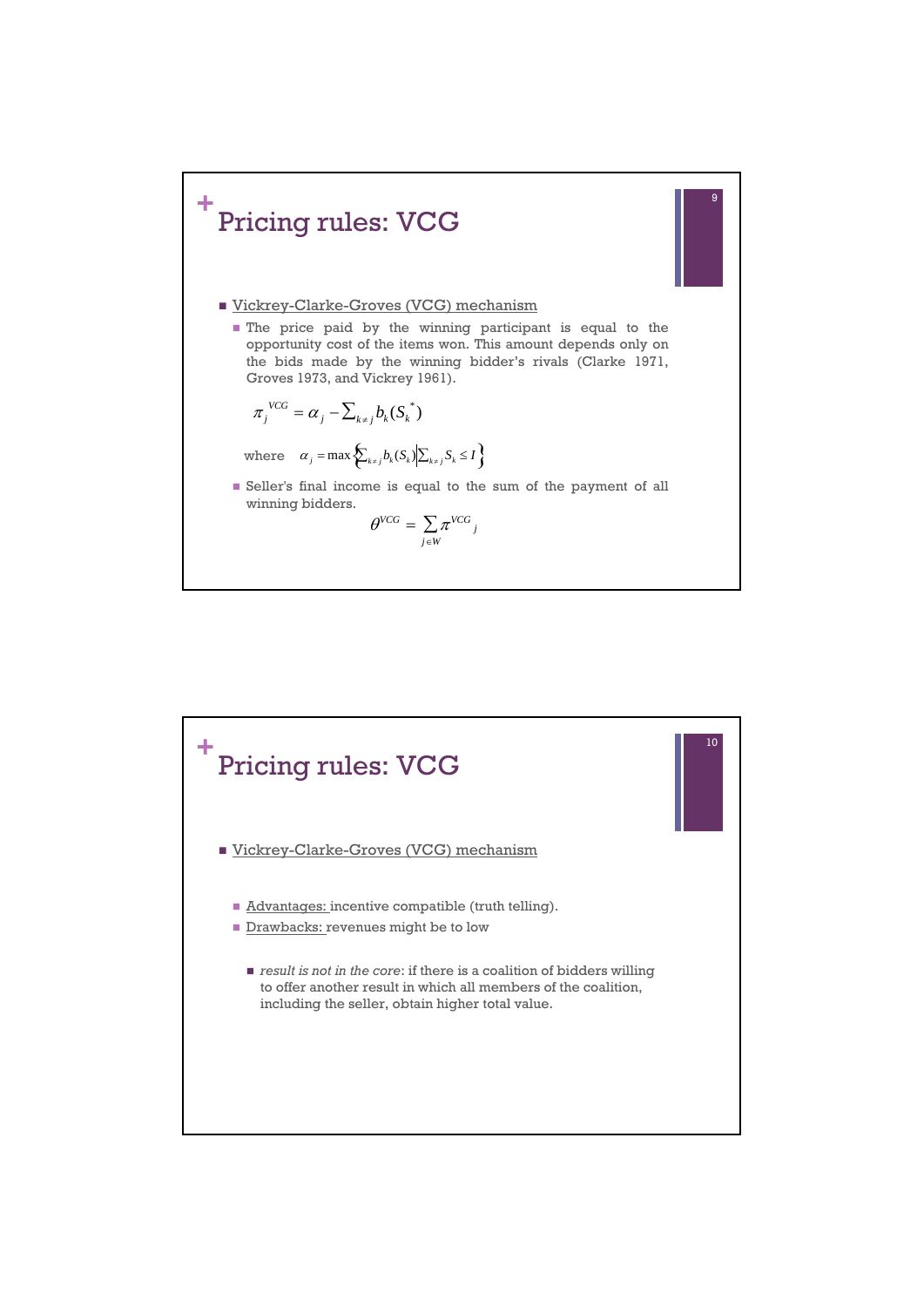# Pricing rules: VCG

- Vickrey-Clarke-Groves (VCG) mechanism
  - The price paid by the winning participant is equal to the opportunity cost of the items won. This amount depends only on the bids made by the winning bidder's rivals (Clarke 1971, Groves 1973, and Vickrey 1961).

$$\pi_j^{VCG} = \alpha_j - \sum_{k \neq j} b_k(S_k^*)$$

where $\alpha_j = \max \left\{ \sum_{k \neq j} b_k(S_k) \middle| \sum_{k \neq j} S_k \leq I \right\}$

  - Seller's final income is equal to the sum of the payment of all winning bidders.

$$\theta^{VCG} = \sum_{j \in W} \pi^{VCG}{}_j$$

# Pricing rules: VCG

- Vickrey-Clarke-Groves (VCG) mechanism
  - Advantages: incentive compatible (truth telling).
  - Drawbacks: revenues might be to low
    - *result is not in the core*: if there is a coalition of bidders willing to offer another result in which all members of the coalition, including the seller, obtain higher total value.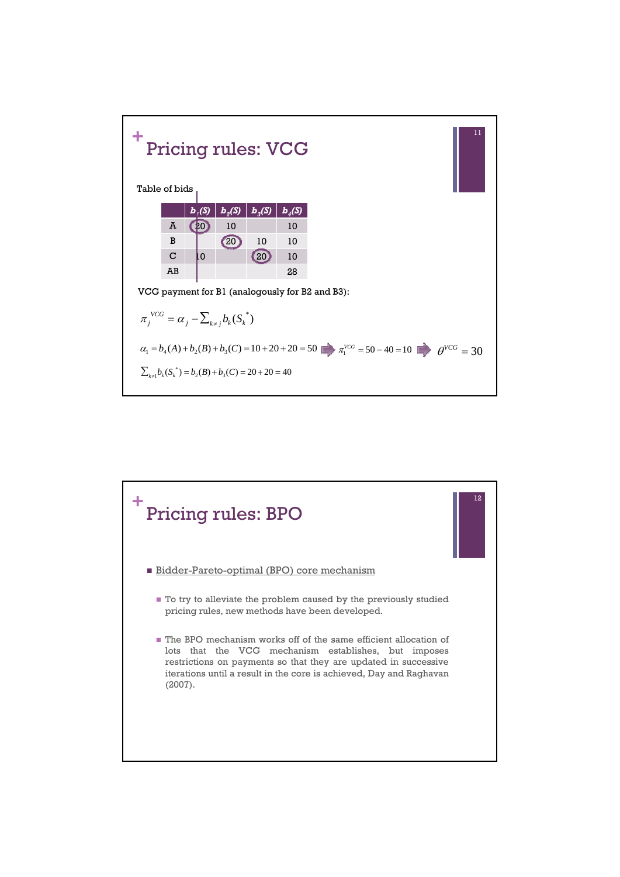# Pricing rules: VCG

Table of bids

| | $b_1(S)$ | $b_2(S)$ | $b_3(S)$ | $b_4(S)$ |
|---|---|---|---|---|
| A | 20 | 10 | | 10 |
| B | | 20 | 10 | 10 |
| C | 10 | | 20 | 10 |
| AB | | | | 28 |

VCG payment for B1 (analogously for B2 and B3):

$$\pi_j^{VCG} = \alpha_j - \sum_{k \neq j} b_k(S_k^*)$$

$$\alpha_1 = b_4(A) + b_2(B) + b_3(C) = 10 + 20 + 20 = 50 \Rightarrow \pi_1^{VCG} = 50 - 40 = 10 \Rightarrow \theta^{VCG} = 30$$

$$\sum_{k \neq 1} b_k(S_k^*) = b_2(B) + b_3(C) = 20 + 20 = 40$$

# Pricing rules: BPO

- Bidder-Pareto-optimal (BPO) core mechanism
  - To try to alleviate the problem caused by the previously studied pricing rules, new methods have been developed.
  - The BPO mechanism works off of the same efficient allocation of lots that the VCG mechanism establishes, but imposes restrictions on payments so that they are updated in successive iterations until a result in the core is achieved, Day and Raghavan (2007).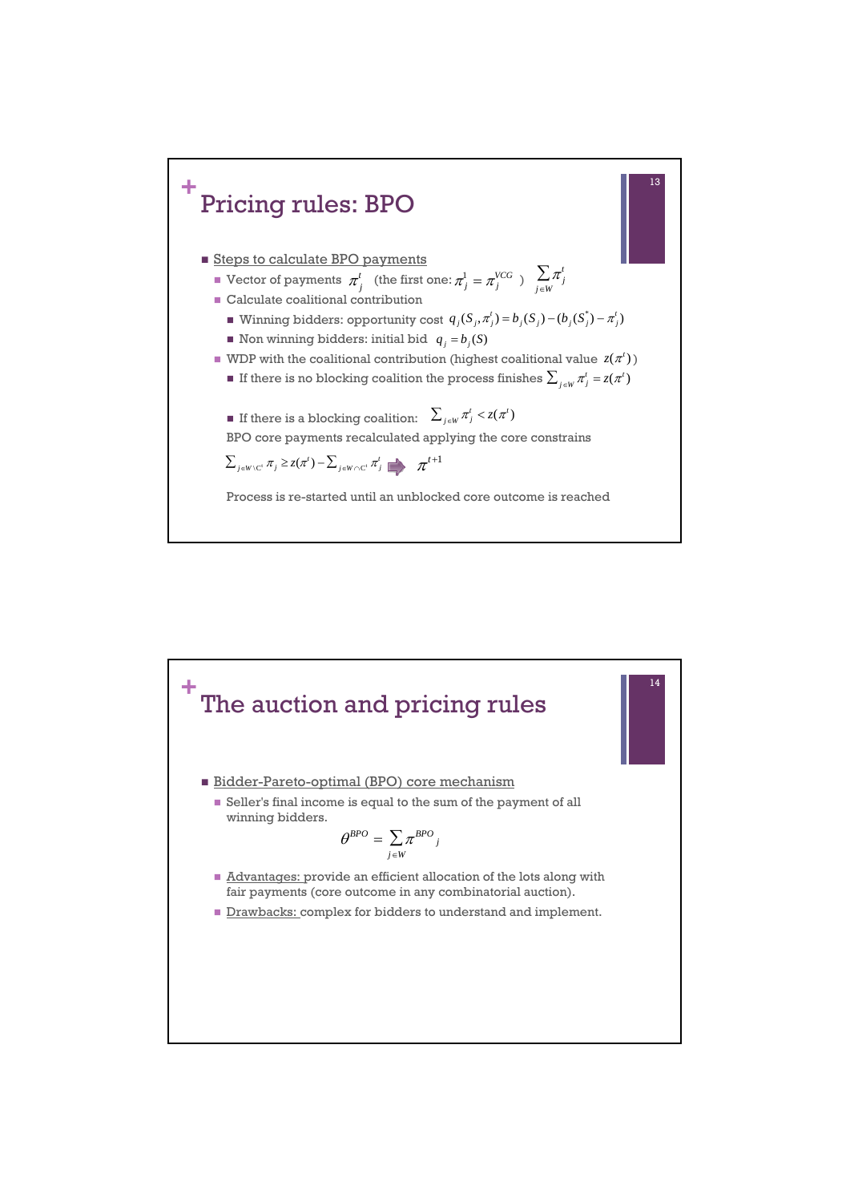# Pricing rules: BPO

- Steps to calculate BPO payments
  - Vector of payments $\pi_j^t$ (the first one: $\pi_j^1 = \pi_j^{VCG}$ ) $\sum_{j \in W} \pi_j^t$
  - Calculate coalitional contribution
    - Winning bidders: opportunity cost $q_j(S_j, \pi_j^t) = b_j(S_j) - (b_j(S_j^*) - \pi_j^t)$
    - Non winning bidders: initial bid $q_j = b_j(S)$
  - WDP with the coalitional contribution (highest coalitional value $z(\pi^t)$)
    - If there is no blocking coalition the process finishes $\sum_{j \in W} \pi_j^t = z(\pi^t)$
    - If there is a blocking coalition: $\sum_{j \in W} \pi_j^t < z(\pi^t)$

    BPO core payments recalculated applying the core constrains

    $\sum_{j \in W \setminus C^t} \pi_j \geq z(\pi^t) - \sum_{j \in W \cap C^t} \pi_j^t \Rightarrow \pi^{t+1}$

    Process is re-started until an unblocked core outcome is reached

# The auction and pricing rules

- Bidder-Pareto-optimal (BPO) core mechanism
  - Seller's final income is equal to the sum of the payment of all winning bidders.

$$\theta^{BPO} = \sum_{j \in W} \pi^{BPO}{}_j$$

  - Advantages: provide an efficient allocation of the lots along with fair payments (core outcome in any combinatorial auction).
  - Drawbacks: complex for bidders to understand and implement.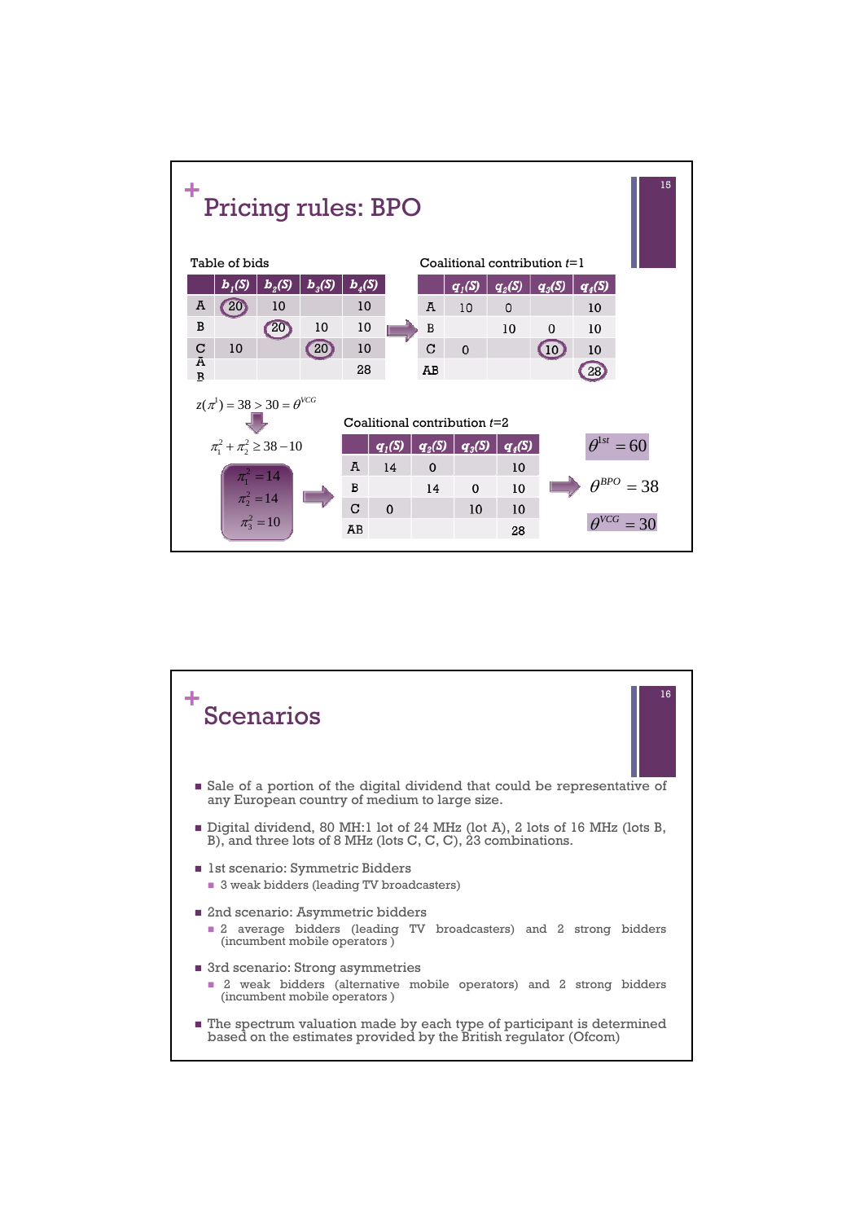# Pricing rules: BPO

Table of bids

| | $b_1(S)$ | $b_2(S)$ | $b_3(S)$ | $b_4(S)$ |
|---|---|---|---|---|
| A | 20 | 10 | | 10 |
| B | | 20 | 10 | 10 |
| C | 10 | | 20 | 10 |
| AB | | | | 28 |

Coalitional contribution $t$=1

| | $q_1(S)$ | $q_2(S)$ | $q_3(S)$ | $q_4(S)$ |
|---|---|---|---|---|
| A | 10 | 0 | | 10 |
| B | | 10 | 0 | 10 |
| C | 0 | | 10 | 10 |
| AB | | | | 28 |

$z(\pi^1) = 38 > 30 = \theta^{VCG}$

$\pi_1^2 + \pi_2^2 \geq 38 - 10$

$\pi_1^2 = 14$

$\pi_2^2 = 14$

$\pi_3^2 = 10$

Coalitional contribution $t$=2

| | $q_1(S)$ | $q_2(S)$ | $q_3(S)$ | $q_4(S)$ |
|---|---|---|---|---|
| A | 14 | 0 | | 10 |
| B | | 14 | 0 | 10 |
| C | 0 | | 10 | 10 |
| AB | | | | 28 |

$\theta^{1st} = 60$

$\theta^{BPO} = 38$

$\theta^{VCG} = 30$

# Scenarios

- Sale of a portion of the digital dividend that could be representative of any European country of medium to large size.
- Digital dividend, 80 MH:1 lot of 24 MHz (lot A), 2 lots of 16 MHz (lots B, B), and three lots of 8 MHz (lots C, C, C), 23 combinations.
- 1st scenario: Symmetric Bidders
  - 3 weak bidders (leading TV broadcasters)
- 2nd scenario: Asymmetric bidders
  - 2 average bidders (leading TV broadcasters) and 2 strong bidders (incumbent mobile operators )
- 3rd scenario: Strong asymmetries
  - 2 weak bidders (alternative mobile operators) and 2 strong bidders (incumbent mobile operators )
- The spectrum valuation made by each type of participant is determined based on the estimates provided by the British regulator (Ofcom)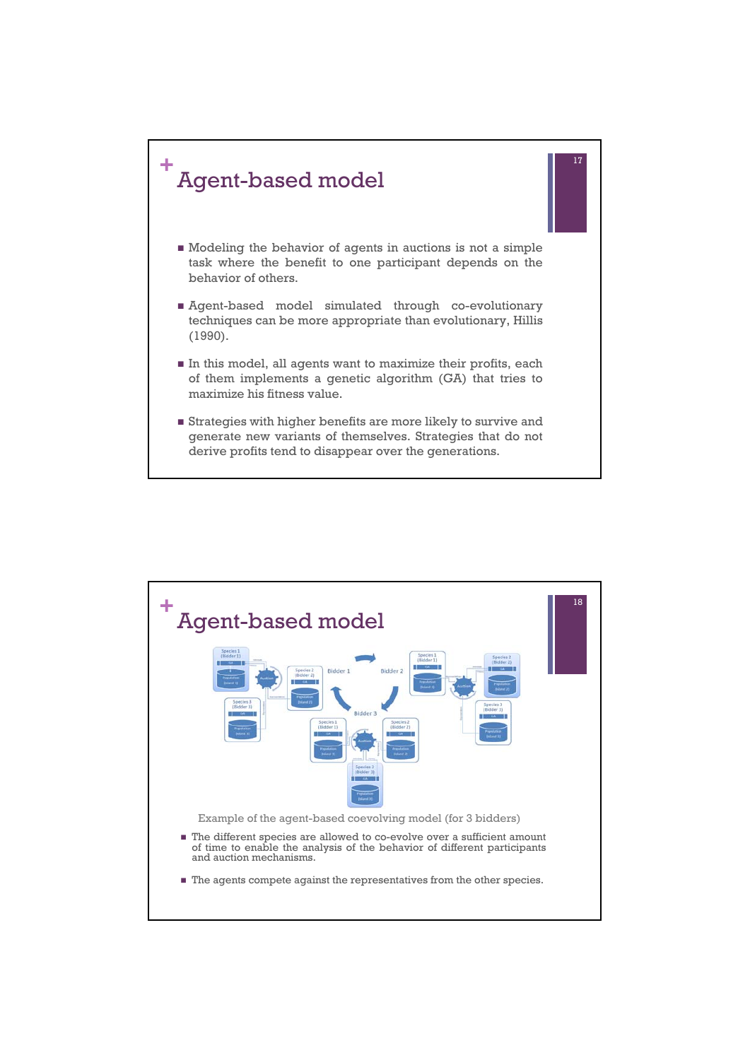# Agent-based model

- Modeling the behavior of agents in auctions is not a simple task where the benefit to one participant depends on the behavior of others.
- Agent-based model simulated through co-evolutionary techniques can be more appropriate than evolutionary, Hillis (1990).
- In this model, all agents want to maximize their profits, each of them implements a genetic algorithm (GA) that tries to maximize his fitness value.
- Strategies with higher benefits are more likely to survive and generate new variants of themselves. Strategies that do not derive profits tend to disappear over the generations.

# Agent-based model

Example of the agent-based coevolving model (for 3 bidders)

- The different species are allowed to co-evolve over a sufficient amount of time to enable the analysis of the behavior of different participants and auction mechanisms.
- The agents compete against the representatives from the other species.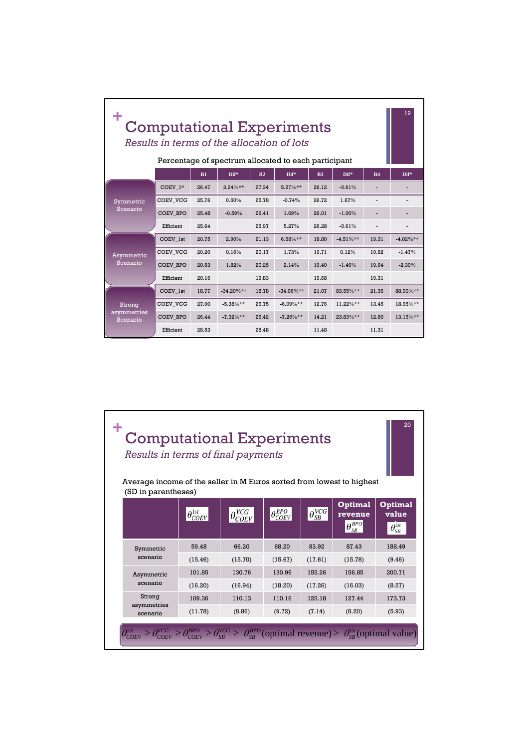# Computational Experiments

*Results in terms of the allocation of lots*

Percentage of spectrum allocated to each participant

| | | B1 | Dif* | B2 | Dif* | B3 | Dif* | B4 | Dif* |
|---|---|---|---|---|---|---|---|---|---|
| Symmetric Scenario | COEV_1st | 26.47 | 3.24%** | 27.34 | 5.27%** | 26.12 | -0.61% | - | - |
| | COEV_VCG | 25.76 | 0.50% | 25.78 | -0.74% | 26.72 | 1.67% | - | - |
| | COEV_BPO | 25.48 | -0.59% | 26.41 | 1.69% | 26.01 | -1.00% | - | - |
| | Efficient | 25.64 | | 25.97 | 5.27% | 26.28 | -0.61% | - | - |
| Asymmetric Scenario | COEV_1st | 20.75 | 2.90% | 21.13 | 6.58%** | 18.80 | -4.51%** | 19.31 | -4.02%** |
| | COEV_VCG | 20.20 | 0.16% | 20.17 | 1.73% | 19.71 | 0.12% | 19.82 | -1.47% |
| | COEV_BPO | 20.53 | 1.82% | 20.25 | 2.14% | 19.40 | -1.46% | 19.64 | -2.39% |
| | Efficient | 20.16 | | 19.83 | | 19.68 | | 19.31 | |
| Strong asymmetries Scenario | COEV_1st | 18.77 | -34.20%** | 18.78 | -34.06%** | 21.07 | 83.55%** | 21.36 | 88.90%** |
| | COEV_VCG | 27.00 | -5.38%** | 26.75 | -6.09%** | 12.76 | 11.22%** | 13.45 | 18.95%** |
| | COEV_BPO | 26.44 | -7.32%** | 26.42 | -7.25%** | 14.21 | 23.83%** | 12.80 | 13.15%** |
| | Efficient | 28.53 | | 28.48 | | 11.48 | | 11.31 | |

# Computational Experiments

*Results in terms of final payments*

Average income of the seller in M Euros sorted from lowest to highest (SD in parentheses)

| | $\theta^{1st}_{COEV}$ | $\theta^{VCG}_{COEV}$ | $\theta^{BPO}_{COEV}$ | $\theta^{VCG}_{SB}$ | Optimal revenue $\theta^{BPO}_{SB}$ | Optimal value $\theta^{1st}_{SB}$ |
|---|---|---|---|---|---|---|
| Symmetric scenario | 59.48 | 66.20 | 68.20 | 83.92 | 87.43 | 188.49 |
| | (15.46) | (15.70) | (15.67) | (17.61) | (15.78) | (9.46) |
| Asymmetric scenario | 101.85 | 130.76 | 130.96 | 155.26 | 156.85 | 200.71 |
| | (16.20) | (16.94) | (18.20) | (17.26) | (16.03) | (8.57) |
| Strong asymmetries scenario | 109.36 | 110.13 | 110.16 | 125.18 | 127.44 | 173.73 |
| | (11.78) | (8.86) | (9.72) | (7.14) | (8.20) | (5.93) |

$$\theta^{1st}_{COEV} \geq \theta^{VCG}_{COEV} \geq \theta^{BPO}_{COEV} \geq \theta^{VCG}_{SB} \geq \theta^{BPO}_{SB}(\text{optimal revenue}) \geq \theta^{1st}_{SB}(\text{optimal value})$$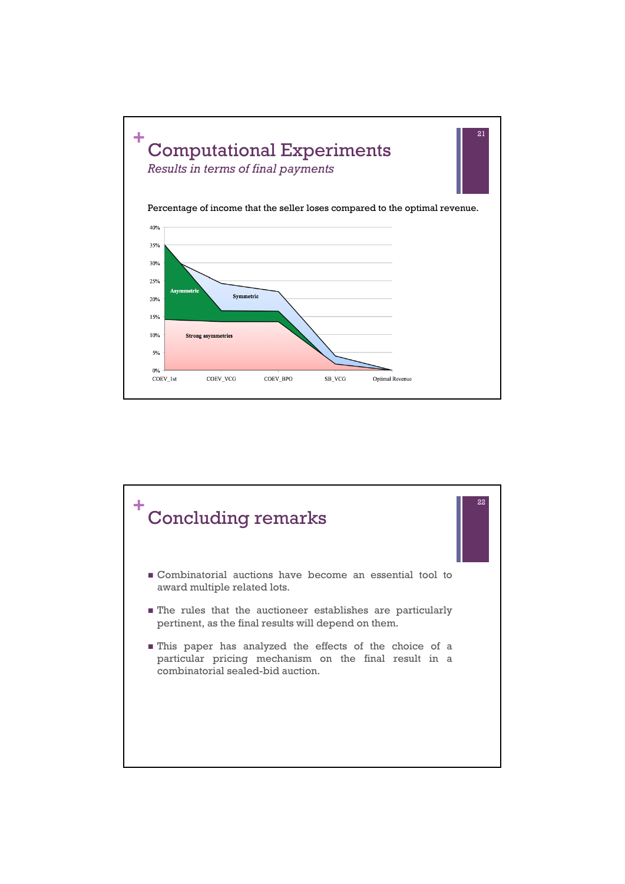# Computational Experiments

*Results in terms of final payments*

Percentage of income that the seller loses compared to the optimal revenue.

# Concluding remarks

- Combinatorial auctions have become an essential tool to award multiple related lots.
- The rules that the auctioneer establishes are particularly pertinent, as the final results will depend on them.
- This paper has analyzed the effects of the choice of a particular pricing mechanism on the final result in a combinatorial sealed-bid auction.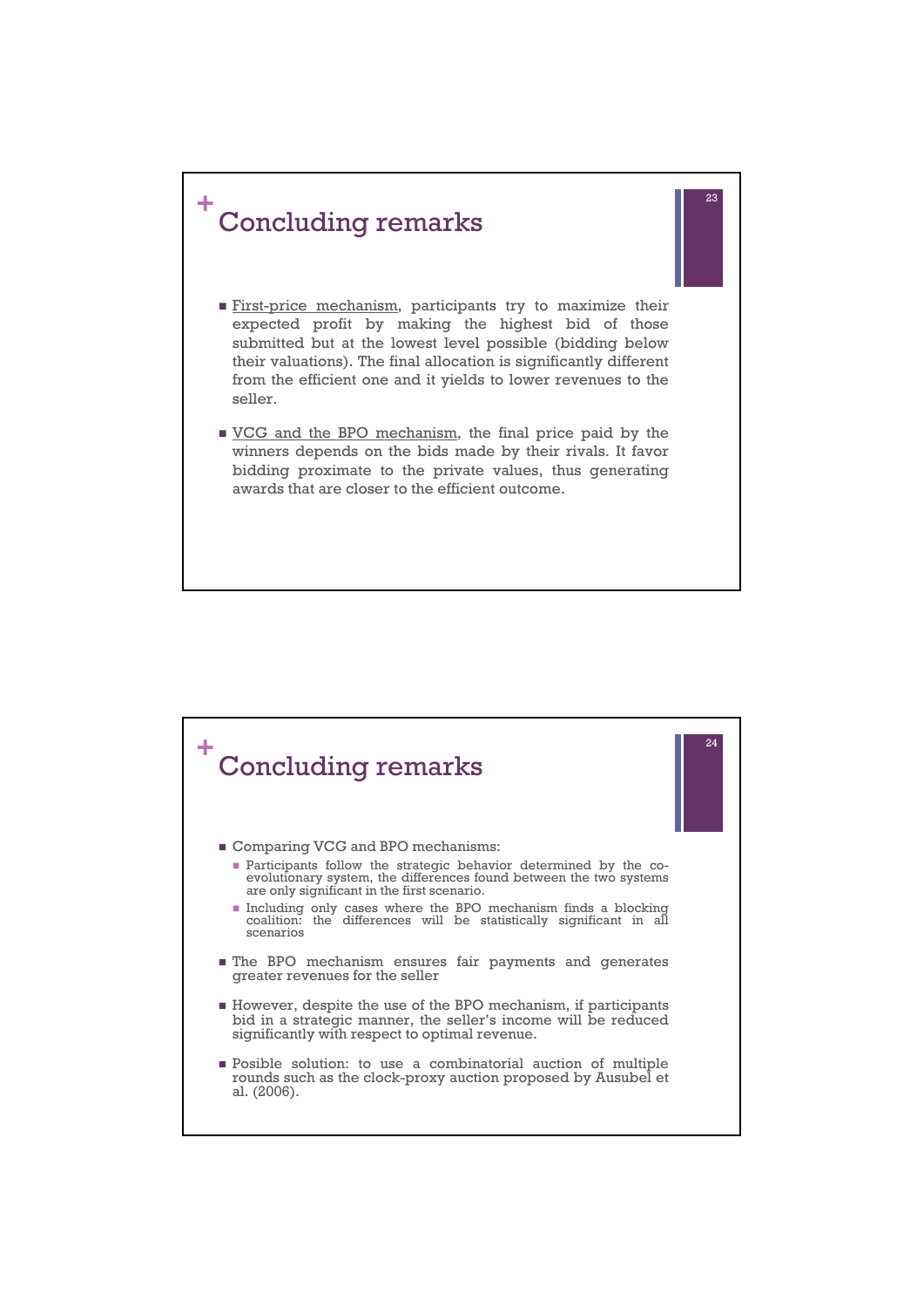## Concluding remarks

- <u>First-price mechanism</u>, participants try to maximize their expected profit by making the highest bid of those submitted but at the lowest level possible (bidding below their valuations). The final allocation is significantly different from the efficient one and it yields to lower revenues to the seller.
- <u>VCG and the BPO mechanism</u>, the final price paid by the winners depends on the bids made by their rivals. It favor bidding proximate to the private values, thus generating awards that are closer to the efficient outcome.

## Concluding remarks

- Comparing VCG and BPO mechanisms:
  - Participants follow the strategic behavior determined by the co-evolutionary system, the differences found between the two systems are only significant in the first scenario.
  - Including only cases where the BPO mechanism finds a blocking coalition: the differences will be statistically significant in all scenarios
- The BPO mechanism ensures fair payments and generates greater revenues for the seller
- However, despite the use of the BPO mechanism, if participants bid in a strategic manner, the seller's income will be reduced significantly with respect to optimal revenue.
- Posible solution: to use a combinatorial auction of multiple rounds such as the clock-proxy auction proposed by Ausubel et al. (2006).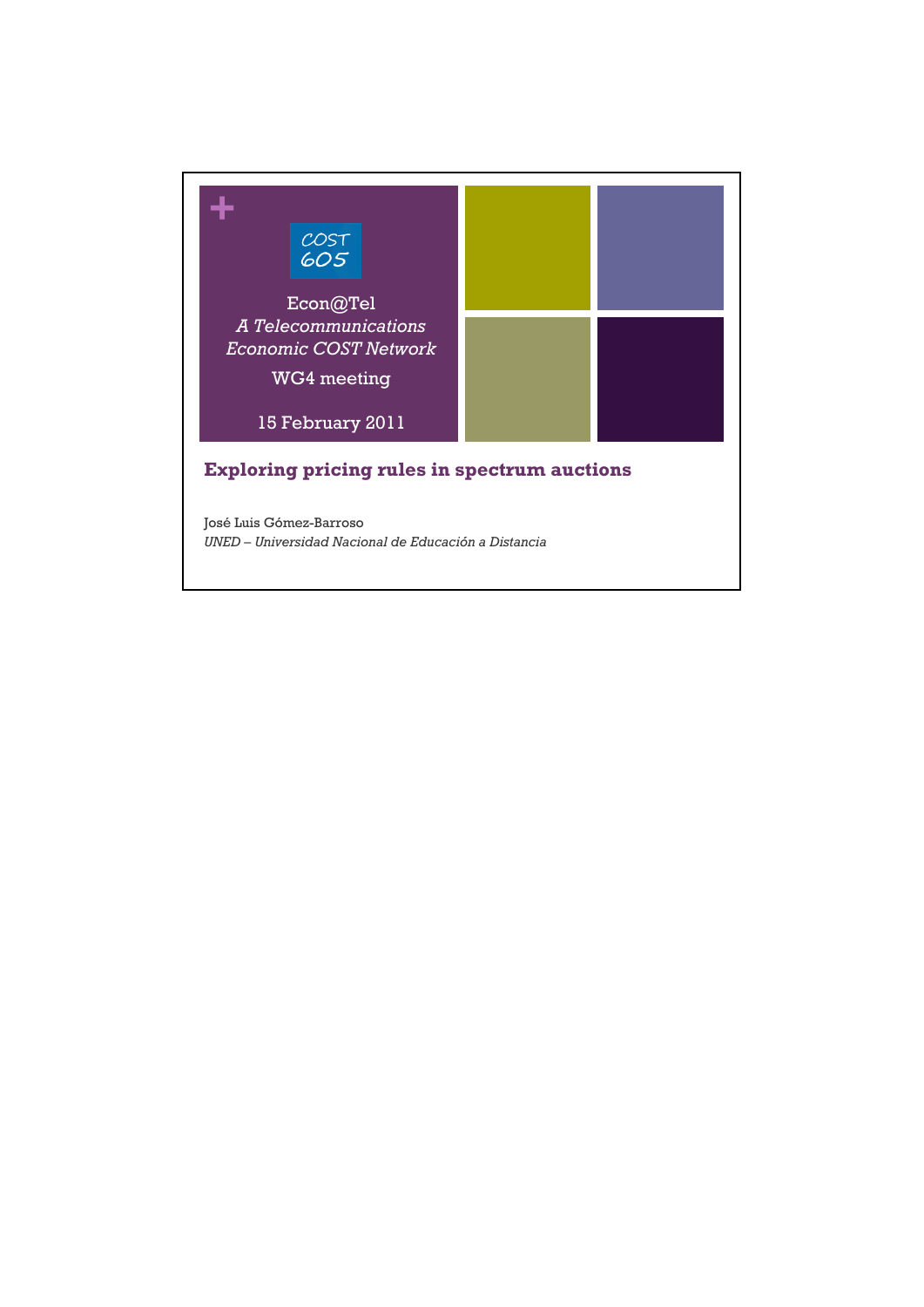+

COST 605

Econ@Tel
*A Telecommunications Economic COST Network*
WG4 meeting

15 February 2011

**Exploring pricing rules in spectrum auctions**

José Luis Gómez-Barroso
*UNED – Universidad Nacional de Educación a Distancia*